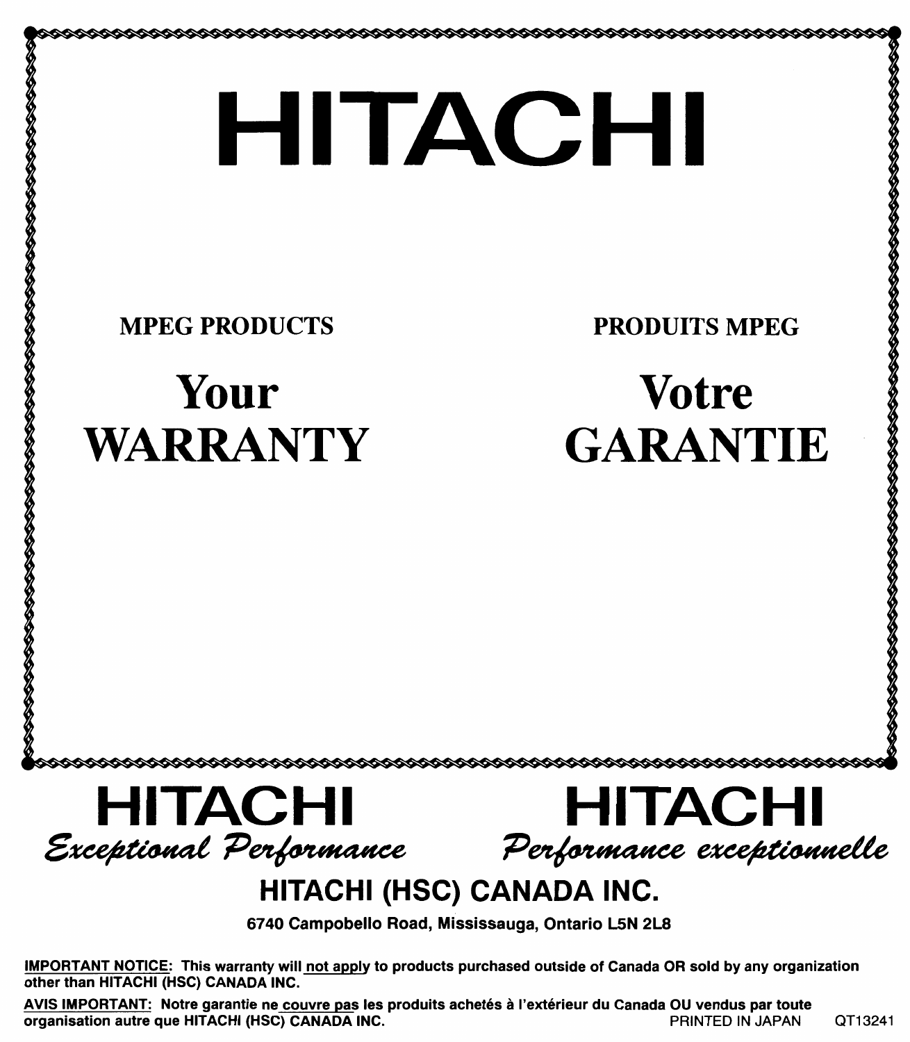# HITACHI

**MPEG PRODUCTS**

## Your WARRANTY

**PRODUITS MPEG**

## Votre GARANTIE

**HITACHI**
*Exceptional Performance*

**HITACHI**
*Performance exceptionnelle*

## HITACHI (HSC) CANADA INC.

**6740 Campobello Road, Mississauga, Ontario L5N 2L8**

**IMPORTANT NOTICE: This warranty will not apply to products purchased outside of Canada OR sold by any organization other than HITACHI (HSC) CANADA INC.**

**AVIS IMPORTANT: Notre garantie ne couvre pas les produits achetés à l'extérieur du Canada OU vendus par toute organisation autre que HITACHI (HSC) CANADA INC.**

PRINTED IN JAPAN QT13241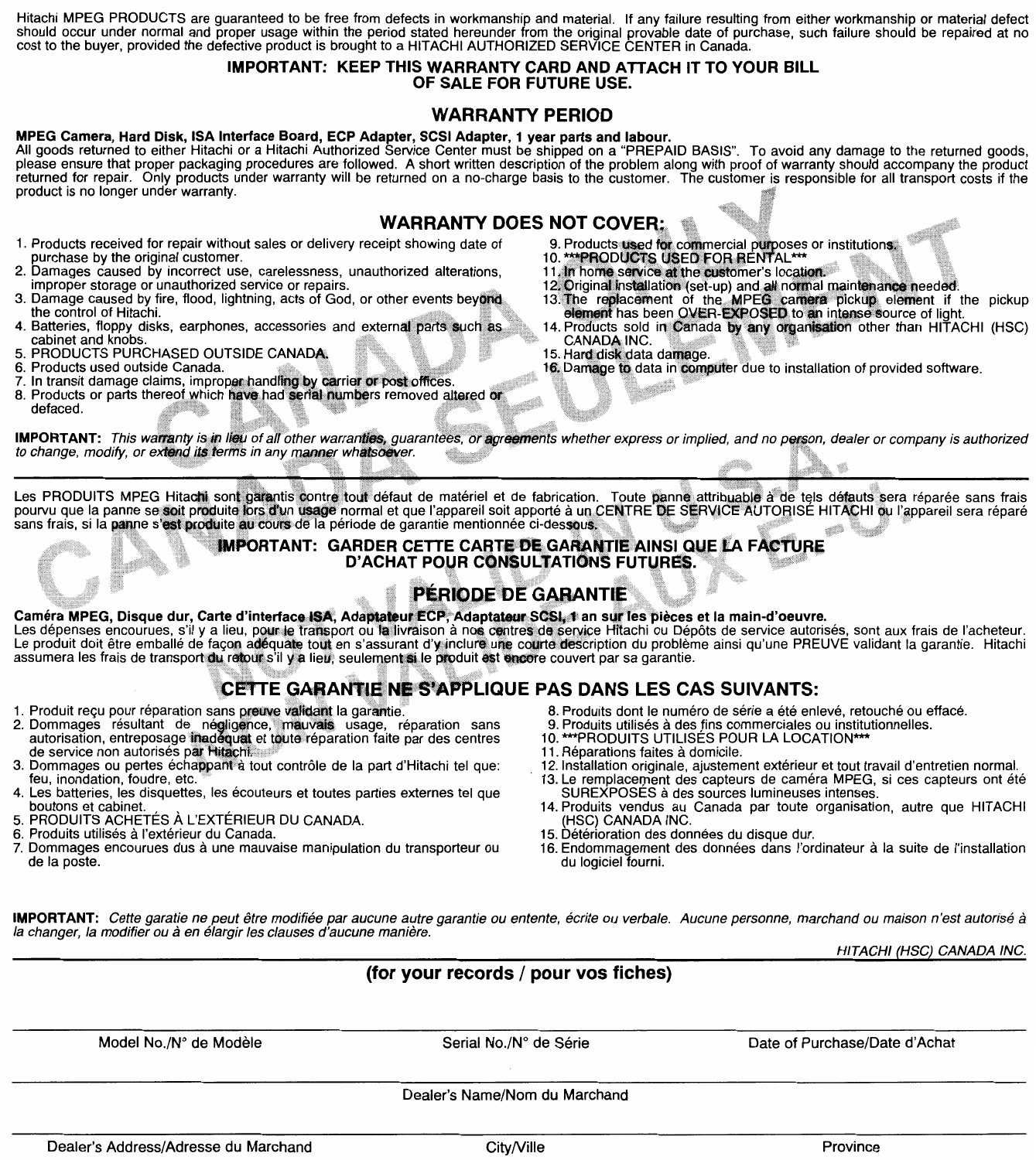Hitachi MPEG PRODUCTS are guaranteed to be free from defects in workmanship and material. If any failure resulting from either workmanship or material defect should occur under normal and proper usage within the period stated hereunder from the original provable date of purchase, such failure should be repaired at no cost to the buyer, provided the defective product is brought to a HITACHI AUTHORIZED SERVICE CENTER in Canada.

**IMPORTANT: KEEP THIS WARRANTY CARD AND ATTACH IT TO YOUR BILL OF SALE FOR FUTURE USE.**

## WARRANTY PERIOD

**MPEG Camera, Hard Disk, ISA Interface Board, ECP Adapter, SCSI Adapter, 1 year parts and labour.**
All goods returned to either Hitachi or a Hitachi Authorized Service Center must be shipped on a "PREPAID BASIS". To avoid any damage to the returned goods, please ensure that proper packaging procedures are followed. A short written description of the problem along with proof of warranty should accompany the product returned for repair. Only products under warranty will be returned on a no-charge basis to the customer. The customer is responsible for all transport costs if the product is no longer under warranty.

## WARRANTY DOES NOT COVER:

1. Products received for repair without sales or delivery receipt showing date of purchase by the original customer.
2. Damages caused by incorrect use, carelessness, unauthorized alterations, improper storage or unauthorized service or repairs.
3. Damage caused by fire, flood, lightning, acts of God, or other events beyond the control of Hitachi.
4. Batteries, floppy disks, earphones, accessories and external parts such as cabinet and knobs.
5. PRODUCTS PURCHASED OUTSIDE CANADA.
6. Products used outside Canada.
7. In transit damage claims, improper handling by carrier or post offices.
8. Products or parts thereof which have had serial numbers removed altered or defaced.
9. Products used for commercial purposes or institutions.
10. ***PRODUCTS USED FOR RENTAL***
11. In home service at the customer's location.
12. Original installation (set-up) and all normal maintenance needed.
13. The replacement of the MPEG camera pickup element if the pickup element has been OVER-EXPOSED to an intense source of light.
14. Products sold in Canada by any organisation other than HITACHI (HSC) CANADA INC.
15. Hard disk data damage.
16. Damage to data in computer due to installation of provided software.

**IMPORTANT:** *This warranty is in lieu of all other warranties, guarantees, or agreements whether express or implied, and no person, dealer or company is authorized to change, modify, or extend its terms in any manner whatsoever.*

---

Les PRODUITS MPEG Hitachi sont garantis contre tout défaut de matériel et de fabrication. Toute panne attribuable à de tels défauts sera réparée sans frais pourvu que la panne se soit produite lors d'un usage normal et que l'appareil soit apporté à un CENTRE DE SERVICE AUTORISÉ HITACHI ou l'appareil sera réparé sans frais, si la panne s'est produite au cours de la période de garantie mentionnée ci-dessous.

**IMPORTANT: GARDER CETTE CARTE DE GARANTIE AINSI QUE LA FACTURE D'ACHAT POUR CONSULTATIONS FUTURES.**

## PÉRIODE DE GARANTIE

**Caméra MPEG, Disque dur, Carte d'interface ISA, Adaptateur ECP, Adaptateur SCSI, 1 an sur les pièces et la main-d'oeuvre.**
Les dépenses encourues, s'il y a lieu, pour le transport ou la livraison à nos centres de service Hitachi ou Dépôts de service autorisés, sont aux frais de l'acheteur. Le produit doit être emballé de façon adéquate tout en s'assurant d'y inclure une courte description du problème ainsi qu'une PREUVE validant la garantie. Hitachi assumera les frais de transport du retour s'il y a lieu, seulement si le produit est encore couvert par sa garantie.

## CETTE GARANTIE NE S'APPLIQUE PAS DANS LES CAS SUIVANTS:

1. Produit reçu pour réparation sans preuve validant la garantie.
2. Dommages résultant de négligence, mauvais usage, réparation sans autorisation, entreposage inadéquat et toute réparation faite par des centres de service non autorisés par Hitachi.
3. Dommages ou pertes échappant à tout contrôle de la part d'Hitachi tel que: feu, inondation, foudre, etc.
4. Les batteries, les disquettes, les écouteurs et toutes parties externes tel que boutons et cabinet.
5. PRODUITS ACHETÉS À L'EXTÉRIEUR DU CANADA.
6. Produits utilisés à l'extérieur du Canada.
7. Dommages encourues dus à une mauvaise manipulation du transporteur ou de la poste.
8. Produits dont le numéro de série a été enlevé, retouché ou effacé.
9. Produits utilisés à des fins commerciales ou institutionnelles.
10. ***PRODUITS UTILISÉS POUR LA LOCATION***
11. Réparations faites à domicile.
12. Installation originale, ajustement extérieur et tout travail d'entretien normal.
13. Le remplacement des capteurs de caméra MPEG, si ces capteurs ont été SUREXPOSÉS à des sources lumineuses intenses.
14. Produits vendus au Canada par toute organisation, autre que HITACHI (HSC) CANADA INC.
15. Détérioration des données du disque dur.
16. Endommagement des données dans l'ordinateur à la suite de l'installation du logiciel fourni.

**IMPORTANT:** *Cette garatie ne peut être modifiée par aucune autre garantie ou entente, écrite ou verbale. Aucune personne, marchand ou maison n'est autorisé à la changer, la modifier ou à en élargir les clauses d'aucune manière.*

*HITACHI (HSC) CANADA INC.*

---

**(for your records / pour vos fiches)**

| Model No./N° de Modèle | Serial No./N° de Série | Date of Purchase/Date d'Achat |
| --- | --- | --- |
| | | |

Dealer's Name/Nom du Marchand

| Dealer's Address/Adresse du Marchand | City/Ville | Province |
| --- | --- | --- |
| | | |

CANADA ONLY / CANADA SEULEMENT / NOT VALID IN U.S.A. / NON VALIDE AUX É.-U.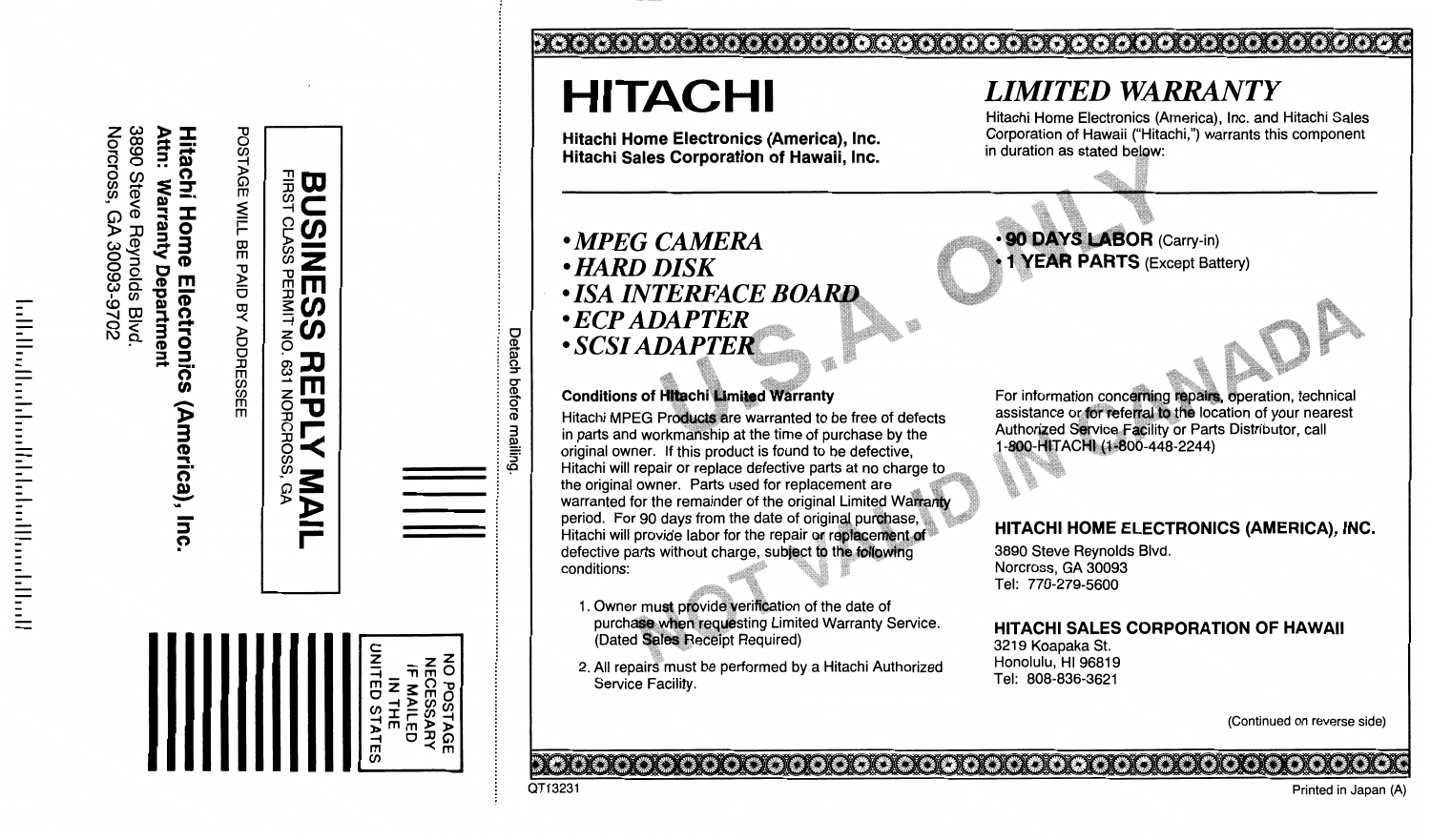**BUSINESS REPLY MAIL**

FIRST CLASS PERMIT NO. 631 NORCROSS, GA

POSTAGE WILL BE PAID BY ADDRESSEE

**Hitachi Home Electronics (America), Inc.**
**Attn: Warranty Department**
3890 Steve Reynolds Blvd.
Norcross, GA 30093-9702

NO POSTAGE NECESSARY IF MAILED IN THE UNITED STATES

Detach before mailing.

# HITACHI

**Hitachi Home Electronics (America), Inc.**
**Hitachi Sales Corporation of Hawaii, Inc.**

## *LIMITED WARRANTY*

Hitachi Home Electronics (America), Inc. and Hitachi Sales Corporation of Hawaii ("Hitachi,") warrants this component in duration as stated below:

U.S.A. ONLY
NOT VALID IN CANADA

- ***MPEG CAMERA***
- ***HARD DISK***
- ***ISA INTERFACE BOARD***
- ***ECP ADAPTER***
- ***SCSI ADAPTER***

- **90 DAYS LABOR** (Carry-in)
- **1 YEAR PARTS** (Except Battery)

**Conditions of Hitachi Limited Warranty**

Hitachi MPEG Products are warranted to be free of defects in parts and workmanship at the time of purchase by the original owner. If this product is found to be defective, Hitachi will repair or replace defective parts at no charge to the original owner. Parts used for replacement are warranted for the remainder of the original Limited Warranty period. For 90 days from the date of original purchase, Hitachi will provide labor for the repair or replacement of defective parts without charge, subject to the following conditions:

1. Owner must provide verification of the date of purchase when requesting Limited Warranty Service. (Dated Sales Receipt Required)
2. All repairs must be performed by a Hitachi Authorized Service Facility.

For information concerning repairs, operation, technical assistance or for referral to the location of your nearest Authorized Service Facility or Parts Distributor, call 1-800-HITACHI (1-800-448-2244)

**HITACHI HOME ELECTRONICS (AMERICA), INC.**
3890 Steve Reynolds Blvd.
Norcross, GA 30093
Tel: 770-279-5600

**HITACHI SALES CORPORATION OF HAWAII**
3219 Koapaka St.
Honolulu, HI 96819
Tel: 808-836-3621

(Continued on reverse side)

QT13231

Printed in Japan (A)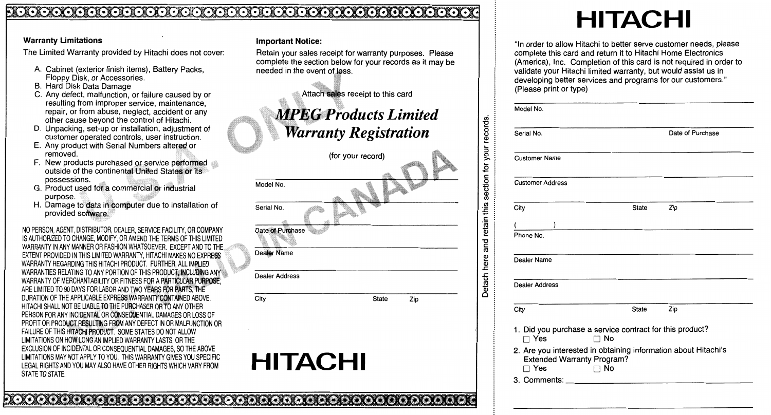### Warranty Limitations

The Limited Warranty provided by Hitachi does not cover:

A. Cabinet (exterior finish items), Battery Packs, Floppy Disk, or Accessories.
B. Hard Disk Data Damage
C. Any defect, malfunction, or failure caused by or resulting from improper service, maintenance, repair, or from abuse, neglect, accident or any other cause beyond the control of Hitachi.
D. Unpacking, set-up or installation, adjustment of customer operated controls, user instruction.
E. Any product with Serial Numbers altered or removed.
F. New products purchased or service performed outside of the continental United States or its possessions.
G. Product used for a commercial or industrial purpose.
H. Damage to data in computer due to installation of provided software.

NO PERSON, AGENT, DISTRIBUTOR, DEALER, SERVICE FACILITY, OR COMPANY IS AUTHORIZED TO CHANGE, MODIFY, OR AMEND THE TERMS OF THIS LIMITED WARRANTY IN ANY MANNER OR FASHION WHATSOEVER. EXCEPT AND TO THE EXTENT PROVIDED IN THIS LIMITED WARRANTY, HITACHI MAKES NO EXPRESS WARRANTY REGARDING THIS HITACHI PRODUCT. FURTHER, ALL IMPLIED WARRANTIES RELATING TO ANY PORTION OF THIS PRODUCT, INCLUDING ANY WARRANTY OF MERCHANTABILITY OR FITNESS FOR A PARTICULAR PURPOSE, ARE LIMITED TO 90 DAYS FOR LABOR AND TWO YEARS FOR PARTS, THE DURATION OF THE APPLICABLE EXPRESS WARRANTY CONTAINED ABOVE. HITACHI SHALL NOT BE LIABLE TO THE PURCHASER OR TO ANY OTHER PERSON FOR ANY INCIDENTAL OR CONSEQUENTIAL DAMAGES OR LOSS OF PROFIT OR PRODUCT RESULTING FROM ANY DEFECT IN OR MALFUNCTION OR FAILURE OF THIS HITACHI PRODUCT. SOME STATES DO NOT ALLOW LIMITATIONS ON HOW LONG AN IMPLIED WARRANTY LASTS, OR THE EXCLUSION OF INCIDENTAL OR CONSEQUENTIAL DAMAGES, SO THE ABOVE LIMITATIONS MAY NOT APPLY TO YOU. THIS WARRANTY GIVES YOU SPECIFIC LEGAL RIGHTS AND YOU MAY ALSO HAVE OTHER RIGHTS WHICH VARY FROM STATE TO STATE.

U.S.A. ONLY  
SOLD IN CANADA

### Important Notice:

Retain your sales receipt for warranty purposes. Please complete the section below for your records as it may be needed in the event of loss.

Attach sales receipt to this card

## *MPEG Products Limited Warranty Registration*

(for your record)

Model No. \_\_\_\_\_\_\_\_\_\_\_\_\_\_\_\_

Serial No. \_\_\_\_\_\_\_\_\_\_\_\_\_\_\_\_

Date of Purchase \_\_\_\_\_\_\_\_\_\_\_\_\_\_\_\_

Dealer Name \_\_\_\_\_\_\_\_\_\_\_\_\_\_\_\_

Dealer Address \_\_\_\_\_\_\_\_\_\_\_\_\_\_\_\_

City \_\_\_\_\_\_\_\_ State \_\_\_\_ Zip \_\_\_\_

**HITACHI**

Detach here and retain this section for your records.

# HITACHI

"In order to allow Hitachi to better serve customer needs, please complete this card and return it to Hitachi Home Electronics (America), Inc. Completion of this card is not required in order to validate your Hitachi limited warranty, but would assist us in developing better services and programs for our customers." (Please print or type)

Model No. \_\_\_\_\_\_\_\_\_\_\_\_\_\_\_\_

Serial No. \_\_\_\_\_\_\_\_ Date of Purchase \_\_\_\_\_\_\_\_

Customer Name \_\_\_\_\_\_\_\_\_\_\_\_\_\_\_\_

Customer Address \_\_\_\_\_\_\_\_\_\_\_\_\_\_\_\_

City \_\_\_\_\_\_\_\_ State \_\_\_\_ Zip \_\_\_\_

( ) \_\_\_\_\_\_\_\_\_\_\_\_\_\_\_\_  
Phone No.

Dealer Name \_\_\_\_\_\_\_\_\_\_\_\_\_\_\_\_

Dealer Address \_\_\_\_\_\_\_\_\_\_\_\_\_\_\_\_

City \_\_\_\_\_\_\_\_ State \_\_\_\_ Zip \_\_\_\_

1. Did you purchase a service contract for this product?
   ☐ Yes ☐ No
2. Are you interested in obtaining information about Hitachi's Extended Warranty Program?
   ☐ Yes ☐ No
3. Comments: \_\_\_\_\_\_\_\_\_\_\_\_\_\_\_\_